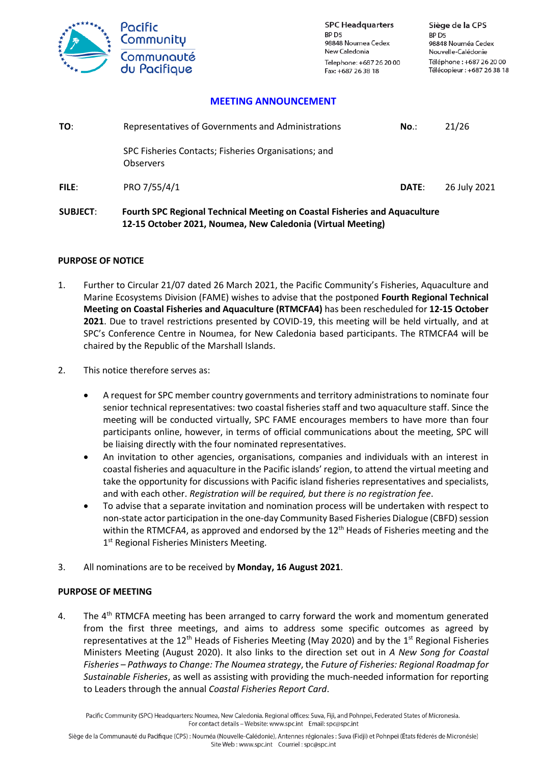Pacific Community
Communauté du Pacifique

SPC Headquarters
BP D5
98848 Noumea Cedex
New Caledonia
Telephone: +687 26 20 00
Fax: +687 26 38 18

Siège de la CPS
BP D5
98848 Nouméa Cedex
Nouvelle-Calédonie
Téléphone : +687 26 20 00
Télécopieur : +687 26 38 18

## MEETING ANNOUNCEMENT

| | | | |
|---|---|---|---|
| **TO**: | Representatives of Governments and Administrations | **No.**: | 21/26 |
| | SPC Fisheries Contacts; Fisheries Organisations; and Observers | | |
| **FILE**: | PRO 7/55/4/1 | **DATE**: | 26 July 2021 |

**SUBJECT**: **Fourth SPC Regional Technical Meeting on Coastal Fisheries and Aquaculture 12-15 October 2021, Noumea, New Caledonia (Virtual Meeting)**

### PURPOSE OF NOTICE

1. Further to Circular 21/07 dated 26 March 2021, the Pacific Community's Fisheries, Aquaculture and Marine Ecosystems Division (FAME) wishes to advise that the postponed **Fourth Regional Technical Meeting on Coastal Fisheries and Aquaculture (RTMCFA4)** has been rescheduled for **12-15 October 2021**. Due to travel restrictions presented by COVID-19, this meeting will be held virtually, and at SPC's Conference Centre in Noumea, for New Caledonia based participants. The RTMCFA4 will be chaired by the Republic of the Marshall Islands.

2. This notice therefore serves as:

   - A request for SPC member country governments and territory administrations to nominate four senior technical representatives: two coastal fisheries staff and two aquaculture staff. Since the meeting will be conducted virtually, SPC FAME encourages members to have more than four participants online, however, in terms of official communications about the meeting, SPC will be liaising directly with the four nominated representatives.
   - An invitation to other agencies, organisations, companies and individuals with an interest in coastal fisheries and aquaculture in the Pacific islands' region, to attend the virtual meeting and take the opportunity for discussions with Pacific island fisheries representatives and specialists, and with each other. *Registration will be required, but there is no registration fee*.
   - To advise that a separate invitation and nomination process will be undertaken with respect to non-state actor participation in the one-day Community Based Fisheries Dialogue (CBFD) session within the RTMCFA4, as approved and endorsed by the 12th Heads of Fisheries meeting and the 1st Regional Fisheries Ministers Meeting.

3. All nominations are to be received by **Monday, 16 August 2021**.

### PURPOSE OF MEETING

4. The 4th RTMCFA meeting has been arranged to carry forward the work and momentum generated from the first three meetings, and aims to address some specific outcomes as agreed by representatives at the 12th Heads of Fisheries Meeting (May 2020) and by the 1st Regional Fisheries Ministers Meeting (August 2020). It also links to the direction set out in *A New Song for Coastal Fisheries – Pathways to Change: The Noumea strategy*, the *Future of Fisheries: Regional Roadmap for Sustainable Fisheries*, as well as assisting with providing the much-needed information for reporting to Leaders through the annual *Coastal Fisheries Report Card*.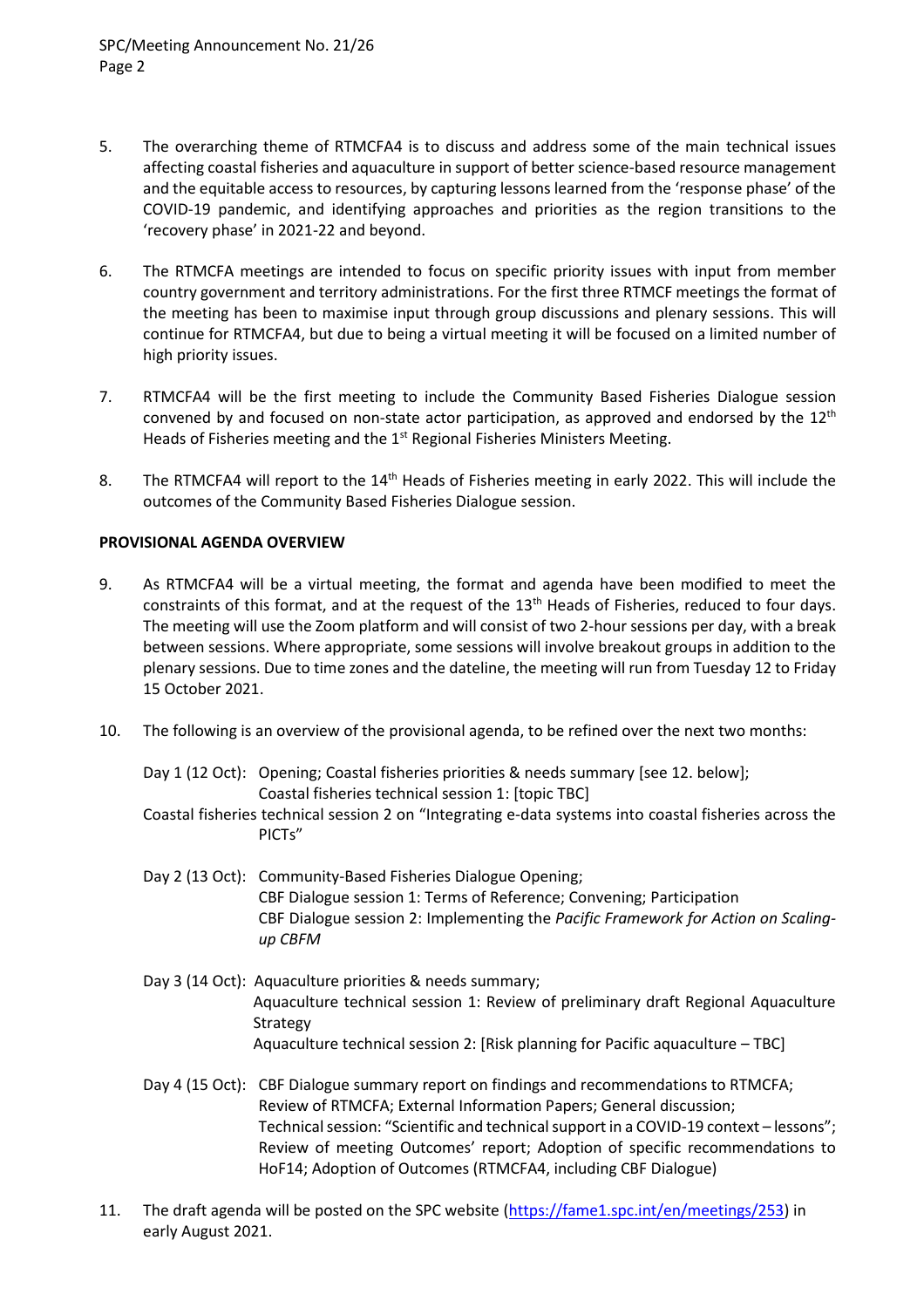5. The overarching theme of RTMCFA4 is to discuss and address some of the main technical issues affecting coastal fisheries and aquaculture in support of better science-based resource management and the equitable access to resources, by capturing lessons learned from the 'response phase' of the COVID-19 pandemic, and identifying approaches and priorities as the region transitions to the 'recovery phase' in 2021-22 and beyond.

6. The RTMCFA meetings are intended to focus on specific priority issues with input from member country government and territory administrations. For the first three RTMCF meetings the format of the meeting has been to maximise input through group discussions and plenary sessions. This will continue for RTMCFA4, but due to being a virtual meeting it will be focused on a limited number of high priority issues.

7. RTMCFA4 will be the first meeting to include the Community Based Fisheries Dialogue session convened by and focused on non-state actor participation, as approved and endorsed by the 12th Heads of Fisheries meeting and the 1st Regional Fisheries Ministers Meeting.

8. The RTMCFA4 will report to the 14th Heads of Fisheries meeting in early 2022. This will include the outcomes of the Community Based Fisheries Dialogue session.

**PROVISIONAL AGENDA OVERVIEW**

9. As RTMCFA4 will be a virtual meeting, the format and agenda have been modified to meet the constraints of this format, and at the request of the 13th Heads of Fisheries, reduced to four days. The meeting will use the Zoom platform and will consist of two 2-hour sessions per day, with a break between sessions. Where appropriate, some sessions will involve breakout groups in addition to the plenary sessions. Due to time zones and the dateline, the meeting will run from Tuesday 12 to Friday 15 October 2021.

10. The following is an overview of the provisional agenda, to be refined over the next two months:

    Day 1 (12 Oct): Opening; Coastal fisheries priorities & needs summary [see 12. below]; Coastal fisheries technical session 1: [topic TBC]
    Coastal fisheries technical session 2 on "Integrating e-data systems into coastal fisheries across the PICTs"

    Day 2 (13 Oct): Community-Based Fisheries Dialogue Opening;
    CBF Dialogue session 1: Terms of Reference; Convening; Participation
    CBF Dialogue session 2: Implementing the *Pacific Framework for Action on Scaling-up CBFM*

    Day 3 (14 Oct): Aquaculture priorities & needs summary;
    Aquaculture technical session 1: Review of preliminary draft Regional Aquaculture Strategy
    Aquaculture technical session 2: [Risk planning for Pacific aquaculture – TBC]

    Day 4 (15 Oct): CBF Dialogue summary report on findings and recommendations to RTMCFA;
    Review of RTMCFA; External Information Papers; General discussion;
    Technical session: "Scientific and technical support in a COVID-19 context – lessons"; Review of meeting Outcomes' report; Adoption of specific recommendations to HoF14; Adoption of Outcomes (RTMCFA4, including CBF Dialogue)

11. The draft agenda will be posted on the SPC website (https://fame1.spc.int/en/meetings/253) in early August 2021.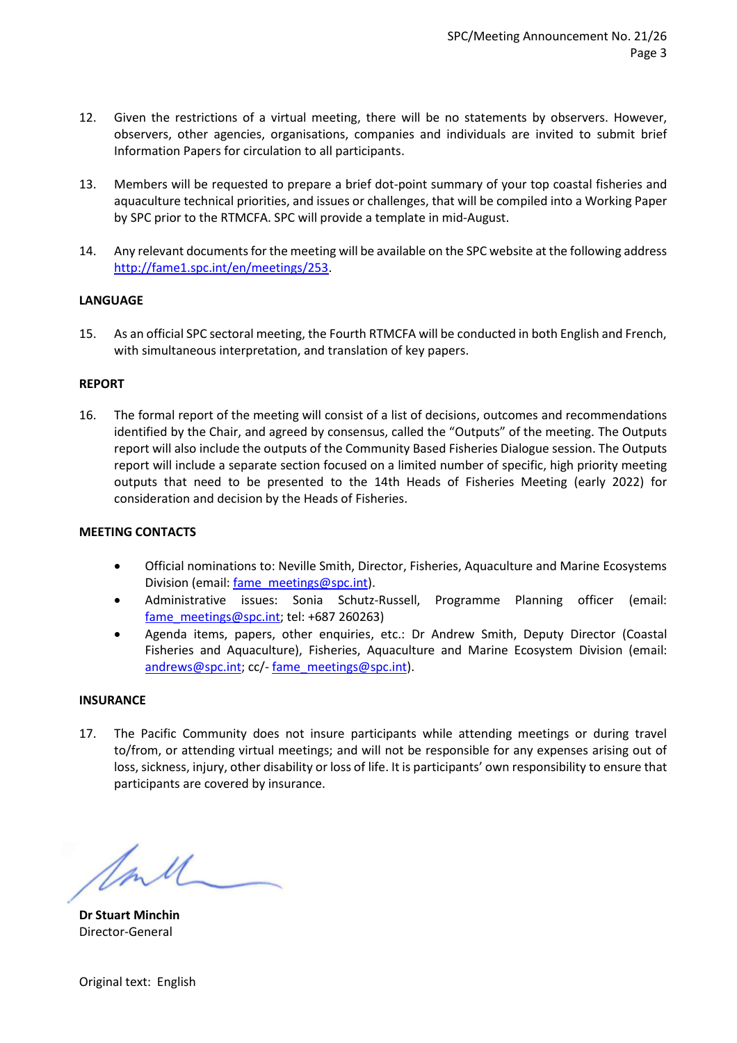12. Given the restrictions of a virtual meeting, there will be no statements by observers. However, observers, other agencies, organisations, companies and individuals are invited to submit brief Information Papers for circulation to all participants.

13. Members will be requested to prepare a brief dot-point summary of your top coastal fisheries and aquaculture technical priorities, and issues or challenges, that will be compiled into a Working Paper by SPC prior to the RTMCFA. SPC will provide a template in mid-August.

14. Any relevant documents for the meeting will be available on the SPC website at the following address http://fame1.spc.int/en/meetings/253.

**LANGUAGE**

15. As an official SPC sectoral meeting, the Fourth RTMCFA will be conducted in both English and French, with simultaneous interpretation, and translation of key papers.

**REPORT**

16. The formal report of the meeting will consist of a list of decisions, outcomes and recommendations identified by the Chair, and agreed by consensus, called the "Outputs" of the meeting. The Outputs report will also include the outputs of the Community Based Fisheries Dialogue session. The Outputs report will include a separate section focused on a limited number of specific, high priority meeting outputs that need to be presented to the 14th Heads of Fisheries Meeting (early 2022) for consideration and decision by the Heads of Fisheries.

**MEETING CONTACTS**

- Official nominations to: Neville Smith, Director, Fisheries, Aquaculture and Marine Ecosystems Division (email: fame_meetings@spc.int).
- Administrative issues: Sonia Schutz-Russell, Programme Planning officer (email: fame_meetings@spc.int; tel: +687 260263)
- Agenda items, papers, other enquiries, etc.: Dr Andrew Smith, Deputy Director (Coastal Fisheries and Aquaculture), Fisheries, Aquaculture and Marine Ecosystem Division (email: andrews@spc.int; cc/- fame_meetings@spc.int).

**INSURANCE**

17. The Pacific Community does not insure participants while attending meetings or during travel to/from, or attending virtual meetings; and will not be responsible for any expenses arising out of loss, sickness, injury, other disability or loss of life. It is participants' own responsibility to ensure that participants are covered by insurance.

**Dr Stuart Minchin**
Director-General

Original text: English